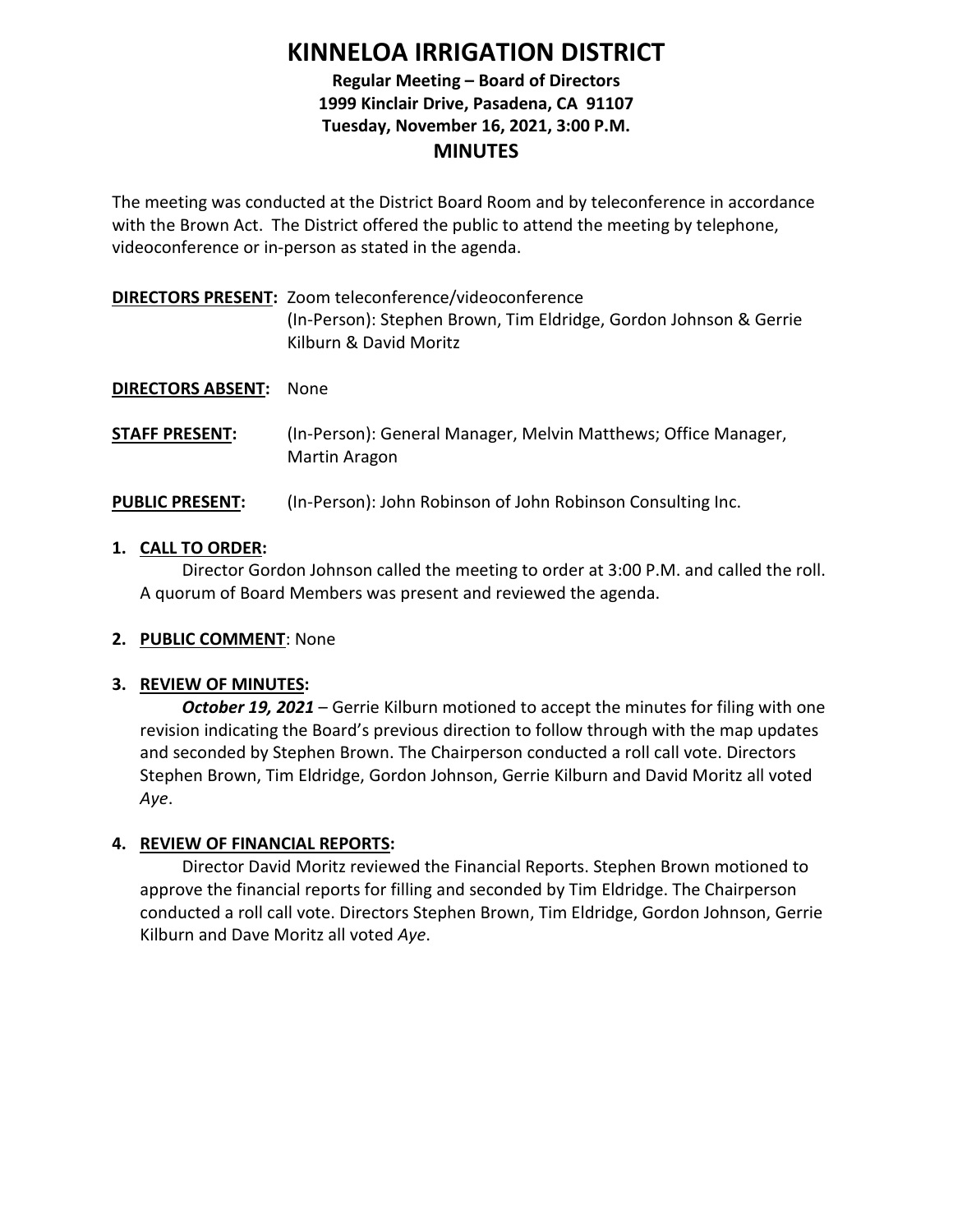# KINNELOA IRRIGATION DISTRICT

**Regular Meeting – Board of Directors**
**1999 Kinclair Drive, Pasadena, CA 91107**
**Tuesday, November 16, 2021, 3:00 P.M.**

## MINUTES

The meeting was conducted at the District Board Room and by teleconference in accordance with the Brown Act. The District offered the public to attend the meeting by telephone, videoconference or in-person as stated in the agenda.

**DIRECTORS PRESENT:** Zoom teleconference/videoconference
(In-Person): Stephen Brown, Tim Eldridge, Gordon Johnson & Gerrie Kilburn & David Moritz

**DIRECTORS ABSENT:** None

**STAFF PRESENT:** (In-Person): General Manager, Melvin Matthews; Office Manager, Martin Aragon

**PUBLIC PRESENT:** (In-Person): John Robinson of John Robinson Consulting Inc.

1. **CALL TO ORDER:**
   Director Gordon Johnson called the meeting to order at 3:00 P.M. and called the roll. A quorum of Board Members was present and reviewed the agenda.

2. **PUBLIC COMMENT**: None

3. **REVIEW OF MINUTES:**
   ***October 19, 2021*** – Gerrie Kilburn motioned to accept the minutes for filing with one revision indicating the Board's previous direction to follow through with the map updates and seconded by Stephen Brown. The Chairperson conducted a roll call vote. Directors Stephen Brown, Tim Eldridge, Gordon Johnson, Gerrie Kilburn and David Moritz all voted *Aye*.

4. **REVIEW OF FINANCIAL REPORTS:**
   Director David Moritz reviewed the Financial Reports. Stephen Brown motioned to approve the financial reports for filling and seconded by Tim Eldridge. The Chairperson conducted a roll call vote. Directors Stephen Brown, Tim Eldridge, Gordon Johnson, Gerrie Kilburn and Dave Moritz all voted *Aye*.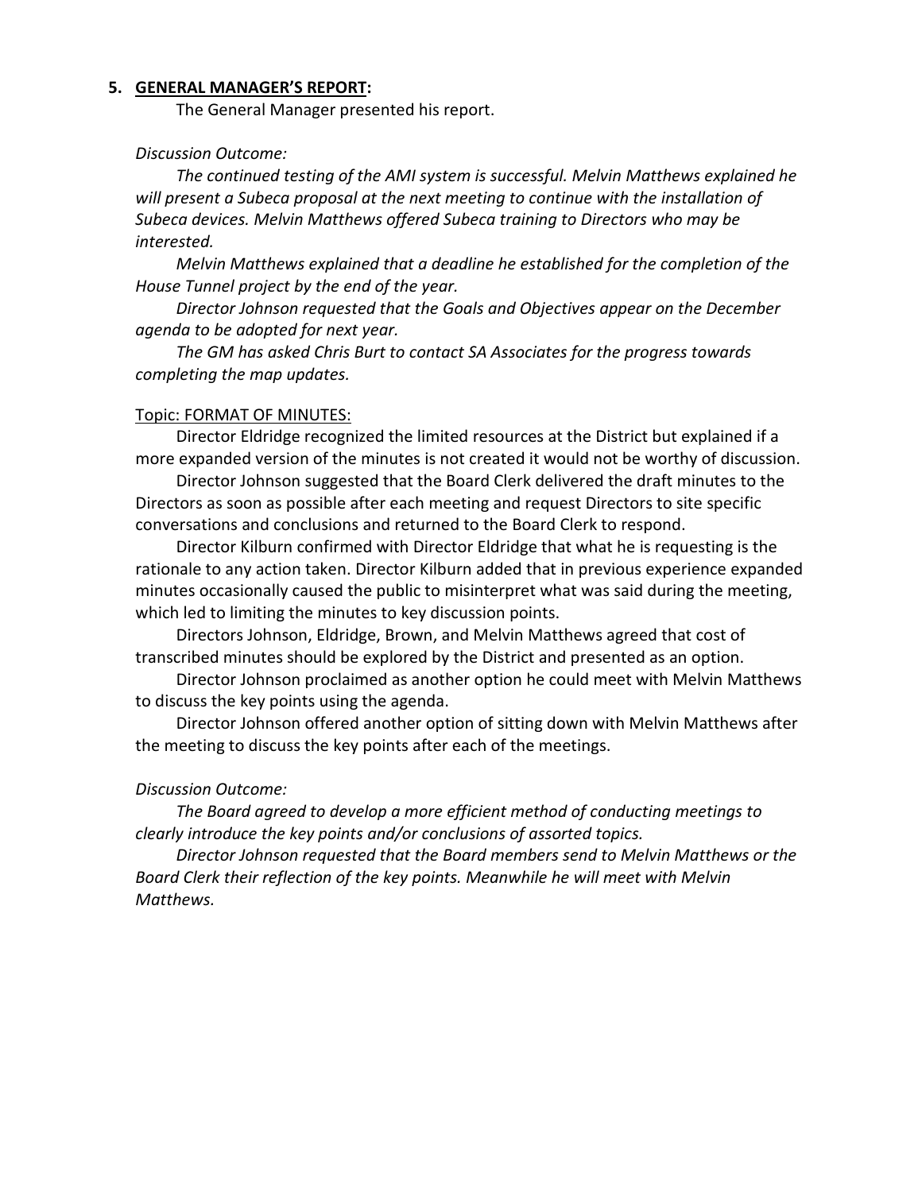**5. GENERAL MANAGER'S REPORT:**

The General Manager presented his report.

*Discussion Outcome:*

*The continued testing of the AMI system is successful. Melvin Matthews explained he will present a Subeca proposal at the next meeting to continue with the installation of Subeca devices. Melvin Matthews offered Subeca training to Directors who may be interested.*

*Melvin Matthews explained that a deadline he established for the completion of the House Tunnel project by the end of the year.*

*Director Johnson requested that the Goals and Objectives appear on the December agenda to be adopted for next year.*

*The GM has asked Chris Burt to contact SA Associates for the progress towards completing the map updates.*

Topic: FORMAT OF MINUTES:

Director Eldridge recognized the limited resources at the District but explained if a more expanded version of the minutes is not created it would not be worthy of discussion.

Director Johnson suggested that the Board Clerk delivered the draft minutes to the Directors as soon as possible after each meeting and request Directors to site specific conversations and conclusions and returned to the Board Clerk to respond.

Director Kilburn confirmed with Director Eldridge that what he is requesting is the rationale to any action taken. Director Kilburn added that in previous experience expanded minutes occasionally caused the public to misinterpret what was said during the meeting, which led to limiting the minutes to key discussion points.

Directors Johnson, Eldridge, Brown, and Melvin Matthews agreed that cost of transcribed minutes should be explored by the District and presented as an option.

Director Johnson proclaimed as another option he could meet with Melvin Matthews to discuss the key points using the agenda.

Director Johnson offered another option of sitting down with Melvin Matthews after the meeting to discuss the key points after each of the meetings.

*Discussion Outcome:*

*The Board agreed to develop a more efficient method of conducting meetings to clearly introduce the key points and/or conclusions of assorted topics.*

*Director Johnson requested that the Board members send to Melvin Matthews or the Board Clerk their reflection of the key points. Meanwhile he will meet with Melvin Matthews.*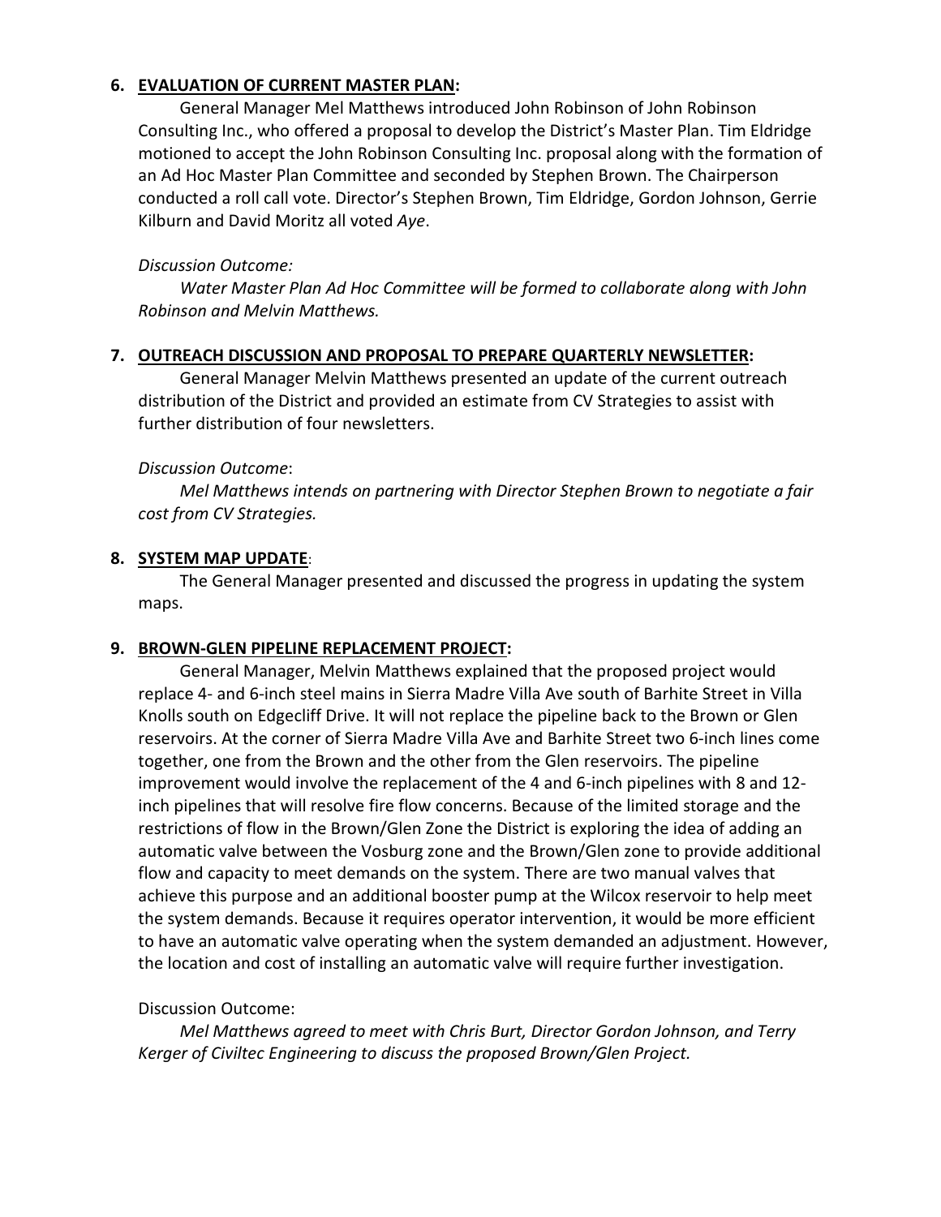**6. EVALUATION OF CURRENT MASTER PLAN:**

General Manager Mel Matthews introduced John Robinson of John Robinson Consulting Inc., who offered a proposal to develop the District's Master Plan. Tim Eldridge motioned to accept the John Robinson Consulting Inc. proposal along with the formation of an Ad Hoc Master Plan Committee and seconded by Stephen Brown. The Chairperson conducted a roll call vote. Director's Stephen Brown, Tim Eldridge, Gordon Johnson, Gerrie Kilburn and David Moritz all voted *Aye*.

*Discussion Outcome:*

*Water Master Plan Ad Hoc Committee will be formed to collaborate along with John Robinson and Melvin Matthews.*

**7. OUTREACH DISCUSSION AND PROPOSAL TO PREPARE QUARTERLY NEWSLETTER:**

General Manager Melvin Matthews presented an update of the current outreach distribution of the District and provided an estimate from CV Strategies to assist with further distribution of four newsletters.

*Discussion Outcome*:

*Mel Matthews intends on partnering with Director Stephen Brown to negotiate a fair cost from CV Strategies.*

**8. SYSTEM MAP UPDATE**:

The General Manager presented and discussed the progress in updating the system maps.

**9. BROWN-GLEN PIPELINE REPLACEMENT PROJECT:**

General Manager, Melvin Matthews explained that the proposed project would replace 4- and 6-inch steel mains in Sierra Madre Villa Ave south of Barhite Street in Villa Knolls south on Edgecliff Drive. It will not replace the pipeline back to the Brown or Glen reservoirs. At the corner of Sierra Madre Villa Ave and Barhite Street two 6-inch lines come together, one from the Brown and the other from the Glen reservoirs. The pipeline improvement would involve the replacement of the 4 and 6-inch pipelines with 8 and 12-inch pipelines that will resolve fire flow concerns. Because of the limited storage and the restrictions of flow in the Brown/Glen Zone the District is exploring the idea of adding an automatic valve between the Vosburg zone and the Brown/Glen zone to provide additional flow and capacity to meet demands on the system. There are two manual valves that achieve this purpose and an additional booster pump at the Wilcox reservoir to help meet the system demands. Because it requires operator intervention, it would be more efficient to have an automatic valve operating when the system demanded an adjustment. However, the location and cost of installing an automatic valve will require further investigation.

Discussion Outcome:

*Mel Matthews agreed to meet with Chris Burt, Director Gordon Johnson, and Terry Kerger of Civiltec Engineering to discuss the proposed Brown/Glen Project.*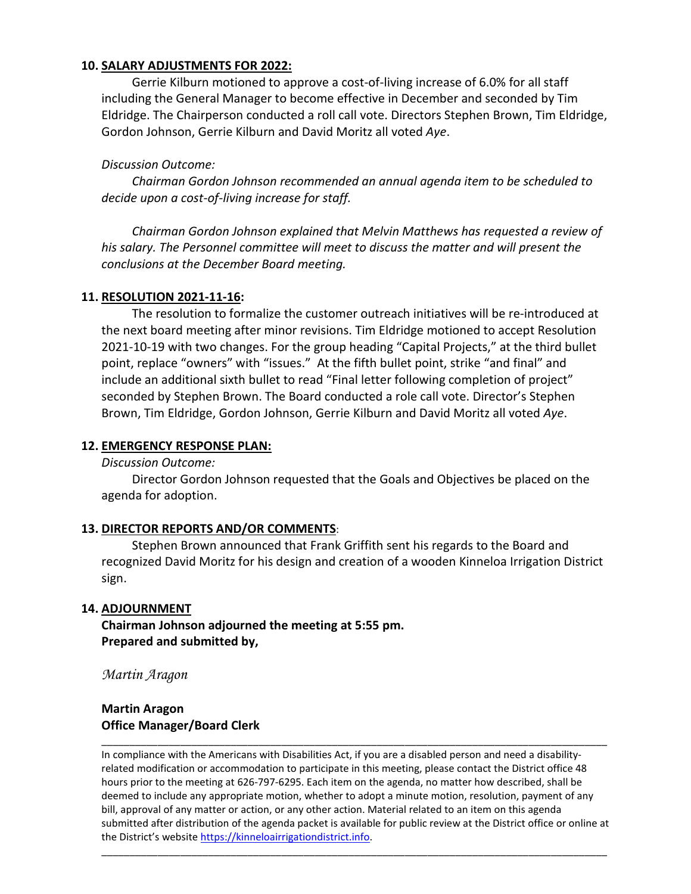**10. SALARY ADJUSTMENTS FOR 2022:**

Gerrie Kilburn motioned to approve a cost-of-living increase of 6.0% for all staff including the General Manager to become effective in December and seconded by Tim Eldridge. The Chairperson conducted a roll call vote. Directors Stephen Brown, Tim Eldridge, Gordon Johnson, Gerrie Kilburn and David Moritz all voted *Aye*.

*Discussion Outcome:*

*Chairman Gordon Johnson recommended an annual agenda item to be scheduled to decide upon a cost-of-living increase for staff.*

*Chairman Gordon Johnson explained that Melvin Matthews has requested a review of his salary. The Personnel committee will meet to discuss the matter and will present the conclusions at the December Board meeting.*

**11. RESOLUTION 2021-11-16:**

The resolution to formalize the customer outreach initiatives will be re-introduced at the next board meeting after minor revisions. Tim Eldridge motioned to accept Resolution 2021-10-19 with two changes. For the group heading "Capital Projects," at the third bullet point, replace "owners" with "issues." At the fifth bullet point, strike "and final" and include an additional sixth bullet to read "Final letter following completion of project" seconded by Stephen Brown. The Board conducted a role call vote. Director's Stephen Brown, Tim Eldridge, Gordon Johnson, Gerrie Kilburn and David Moritz all voted *Aye*.

**12. EMERGENCY RESPONSE PLAN:**

*Discussion Outcome:*

Director Gordon Johnson requested that the Goals and Objectives be placed on the agenda for adoption.

**13. DIRECTOR REPORTS AND/OR COMMENTS**:

Stephen Brown announced that Frank Griffith sent his regards to the Board and recognized David Moritz for his design and creation of a wooden Kinneloa Irrigation District sign.

**14. ADJOURNMENT**

**Chairman Johnson adjourned the meeting at 5:55 pm.**
**Prepared and submitted by,**

*Martin Aragon*

**Martin Aragon**
**Office Manager/Board Clerk**

---

In compliance with the Americans with Disabilities Act, if you are a disabled person and need a disability-related modification or accommodation to participate in this meeting, please contact the District office 48 hours prior to the meeting at 626-797-6295. Each item on the agenda, no matter how described, shall be deemed to include any appropriate motion, whether to adopt a minute motion, resolution, payment of any bill, approval of any matter or action, or any other action. Material related to an item on this agenda submitted after distribution of the agenda packet is available for public review at the District office or online at the District's website https://kinneloairrigationdistrict.info.

---